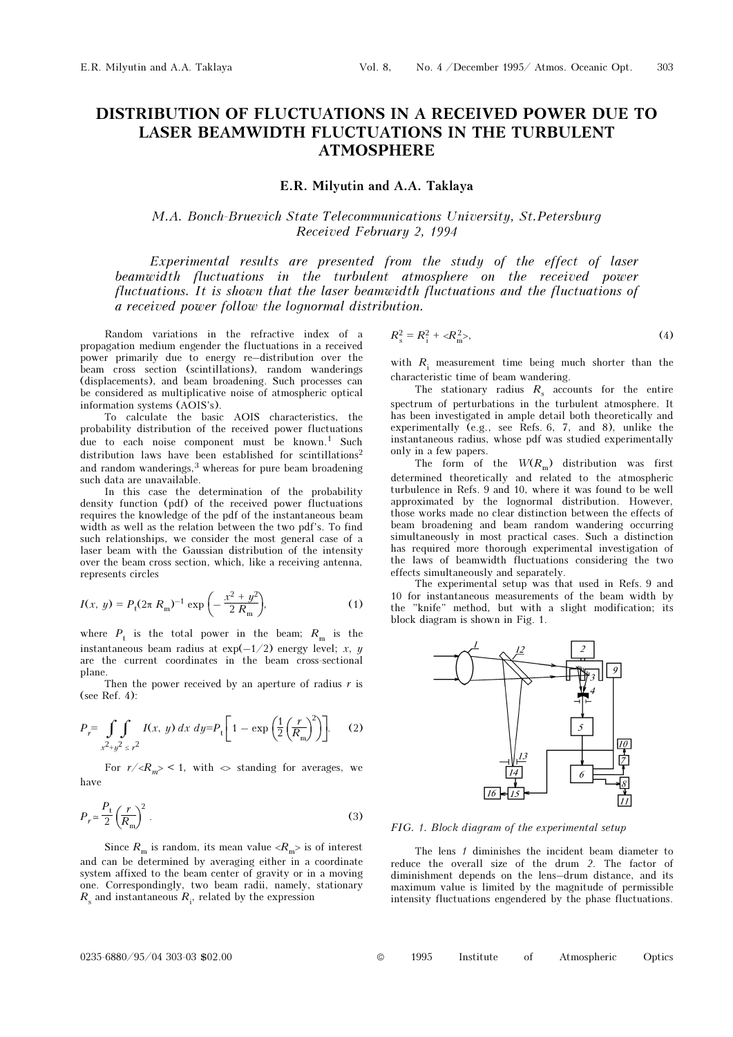# DISTRIBUTION OF FLUCTUATIONS IN A RECEIVED POWER DUE TO LASER BEAMWIDTH FLUCTUATIONS IN THE TURBULENT ATMOSPHERE

### E.R. Milyutin and A.A. Taklaya

*M.A. Bonch-Bruevich State Telecommunications University, St.Petersburg*
*Received February 2, 1994*

*Experimental results are presented from the study of the effect of laser beamwidth fluctuations in the turbulent atmosphere on the received power fluctuations. It is shown that the laser beamwidth fluctuations and the fluctuations of a received power follow the lognormal distribution.*

Random variations in the refractive index of a propagation medium engender the fluctuations in a received power primarily due to energy re–distribution over the beam cross section (scintillations), random wanderings (displacements), and beam broadening. Such processes can be considered as multiplicative noise of atmospheric optical information systems (AOIS's).

To calculate the basic AOIS characteristics, the probability distribution of the received power fluctuations due to each noise component must be known.[1] Such distribution laws have been established for scintillations[2] and random wanderings,[3] whereas for pure beam broadening such data are unavailable.

In this case the determination of the probability density function (pdf) of the received power fluctuations requires the knowledge of the pdf of the instantaneous beam width as well as the relation between the two pdf's. To find such relationships, we consider the most general case of a laser beam with the Gaussian distribution of the intensity over the beam cross section, which, like a receiving antenna, represents circles

$$I(x,\, y) = P_{\rm t}(2\pi\, R_{\rm m})^{-1} \exp\left(-\frac{x^2 + y^2}{2\, R_{\rm m}}\right), \tag{1}$$

where $P_{\rm t}$ is the total power in the beam; $R_{\rm m}$ is the instantaneous beam radius at $\exp(-1/2)$ energy level; $x$, $y$ are the current coordinates in the beam cross-sectional plane.

Then the power received by an aperture of radius $r$ is (see Ref. 4):

$$P_r = \iint\limits_{x^2+y^2 \le r^2} I(x,\, y)\, dx\, dy = P_{\rm t}\left[1 - \exp\left(\frac{1}{2}\left(\frac{r}{R_{\rm m}}\right)^2\right)\right]. \tag{2}$$

For $r/\langle R_m\rangle < 1$, with $\langle\rangle$ standing for averages, we have

$$P_r \simeq \frac{P_{\rm t}}{2}\left(\frac{r}{R_{\rm m}}\right)^2. \tag{3}$$

Since $R_{\rm m}$ is random, its mean value $\langle R_{\rm m}\rangle$ is of interest and can be determined by averaging either in a coordinate system affixed to the beam center of gravity or in a moving one. Correspondingly, two beam radii, namely, stationary $R_{\rm s}$ and instantaneous $R_{\rm i}$, related by the expression

$$R_{\rm s}^2 = R_{\rm i}^2 + \langle R_{\rm m}^2\rangle, \tag{4}$$

with $R_{\rm i}$ measurement time being much shorter than the characteristic time of beam wandering.

The stationary radius $R_{\rm s}$ accounts for the entire spectrum of perturbations in the turbulent atmosphere. It has been investigated in ample detail both theoretically and experimentally (e.g., see Refs. 6, 7, and 8), unlike the instantaneous radius, whose pdf was studied experimentally only in a few papers.

The form of the $W(R_{\rm m})$ distribution was first determined theoretically and related to the atmospheric turbulence in Refs. 9 and 10, where it was found to be well approximated by the lognormal distribution. However, those works made no clear distinction between the effects of beam broadening and beam random wandering occurring simultaneously in most practical cases. Such a distinction has required more thorough experimental investigation of the laws of beamwidth fluctuations considering the two effects simultaneously and separately.

The experimental setup was that used in Refs. 9 and 10 for instantaneous measurements of the beam width by the "knife" method, but with a slight modification; its block diagram is shown in Fig. 1.

FIG. 1. Block diagram of the experimental setup

The lens *1* diminishes the incident beam diameter to reduce the overall size of the drum *2*. The factor of diminishment depends on the lens–drum distance, and its maximum value is limited by the magnitude of permissible intensity fluctuations engendered by the phase fluctuations.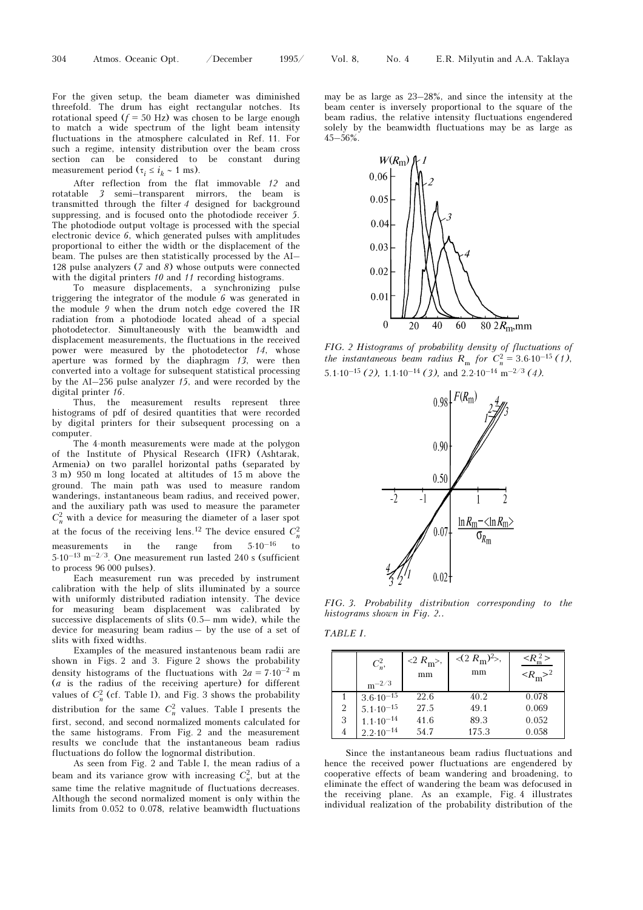For the given setup, the beam diameter was diminished threefold. The drum has eight rectangular notches. Its rotational speed ($f = 50$ Hz) was chosen to be large enough to match a wide spectrum of the light beam intensity fluctuations in the atmosphere calculated in Ref. 11. For such a regime, intensity distribution over the beam cross section can be considered to be constant during measurement period ($\tau_i \le i_k \sim 1$ ms).

After reflection from the flat immovable *12* and rotatable *3* semi–transparent mirrors, the beam is transmitted through the filter *4* designed for background suppressing, and is focused onto the photodiode receiver *5*. The photodiode output voltage is processed with the special electronic device *6*, which generated pulses with amplitudes proportional to either the width or the displacement of the beam. The pulses are then statistically processed by the AI–128 pulse analyzers (*7* and *8*) whose outputs were connected with the digital printers *10* and *11* recording histograms.

To measure displacements, a synchronizing pulse triggering the integrator of the module *6* was generated in the module *9* when the drum notch edge covered the IR radiation from a photodiode located ahead of a special photodetector. Simultaneously with the beamwidth and displacement measurements, the fluctuations in the received power were measured by the photodetector *14*, whose aperture was formed by the diaphragm *13*, were then converted into a voltage for subsequent statistical processing by the AI–256 pulse analyzer *15*, and were recorded by the digital printer *16*.

Thus, the measurement results represent three histograms of pdf of desired quantities that were recorded by digital printers for their subsequent processing on a computer.

The 4-month measurements were made at the polygon of the Institute of Physical Research (IFR) (Ashtarak, Armenia) on two parallel horizontal paths (separated by 3 m) 950 m long located at altitudes of 15 m above the ground. The main path was used to measure random wanderings, instantaneous beam radius, and received power, and the auxiliary path was used to measure the parameter $C_n^2$ with a device for measuring the diameter of a laser spot at the focus of the receiving lens.[12] The device ensured $C_n^2$ measurements in the range from $5 \cdot 10^{-16}$ to $5 \cdot 10^{-13}$ m$^{-2/3}$. One measurement run lasted 240 s (sufficient to process 96 000 pulses).

Each measurement run was preceded by instrument calibration with the help of slits illuminated by a source with uniformly distributed radiation intensity. The device for measuring beam displacement was calibrated by successive displacements of slits (0.5– mm wide), while the device for measuring beam radius – by the use of a set of slits with fixed widths.

Examples of the measured instantenous beam radii are shown in Figs. 2 and 3. Figure 2 shows the probability density histograms of the fluctuations with $2a = 7 \cdot 10^{-2}$ m ($a$ is the radius of the receiving aperture) for different values of $C_n^2$ (cf. Table I), and Fig. 3 shows the probability distribution for the same $C_n^2$ values. Table I presents the first, second, and second normalized moments calculated for the same histograms. From Fig. 2 and the measurement results we conclude that the instantaneous beam radius fluctuations do follow the lognormal distribution.

As seen from Fig. 2 and Table I, the mean radius of a beam and its variance grow with increasing $C_n^2$, but at the same time the relative magnitude of fluctuations decreases. Although the second normalized moment is only within the limits from 0.052 to 0.078, relative beamwidth fluctuations may be as large as 23–28%, and since the intensity at the beam center is inversely proportional to the square of the beam radius, the relative intensity fluctuations engendered solely by the beamwidth fluctuations may be as large as 45–56%.

*FIG. 2 Histograms of probability density of fluctuations of the instantaneous beam radius $R_m$ for $C_n^2 = 3.6 \cdot 10^{-15}$ (1), $5.1 \cdot 10^{-15}$ (2), $1.1 \cdot 10^{-14}$ (3), and $2.2 \cdot 10^{-14}$ m$^{-2/3}$ (4).*

*FIG. 3. Probability distribution corresponding to the histograms shown in Fig. 2..*

*TABLE I.*

| | $C_n^2$, m$^{-2/3}$ | $\langle 2R_m \rangle$, mm | $\langle (2R_m)^2 \rangle$, mm | $\dfrac{\langle R_m^2 \rangle}{\langle R_m \rangle^2}$ |
|---|---|---|---|---|
| 1 | $3.6 \cdot 10^{-15}$ | 22.6 | 40.2 | 0.078 |
| 2 | $5.1 \cdot 10^{-15}$ | 27.5 | 49.1 | 0.069 |
| 3 | $1.1 \cdot 10^{-14}$ | 41.6 | 89.3 | 0.052 |
| 4 | $2.2 \cdot 10^{-14}$ | 54.7 | 175.3 | 0.058 |

Since the instantaneous beam radius fluctuations and hence the received power fluctuations are engendered by cooperative effects of beam wandering and broadening, to eliminate the effect of wandering the beam was defocused in the receiving plane. As an example, Fig. 4 illustrates individual realization of the probability distribution of the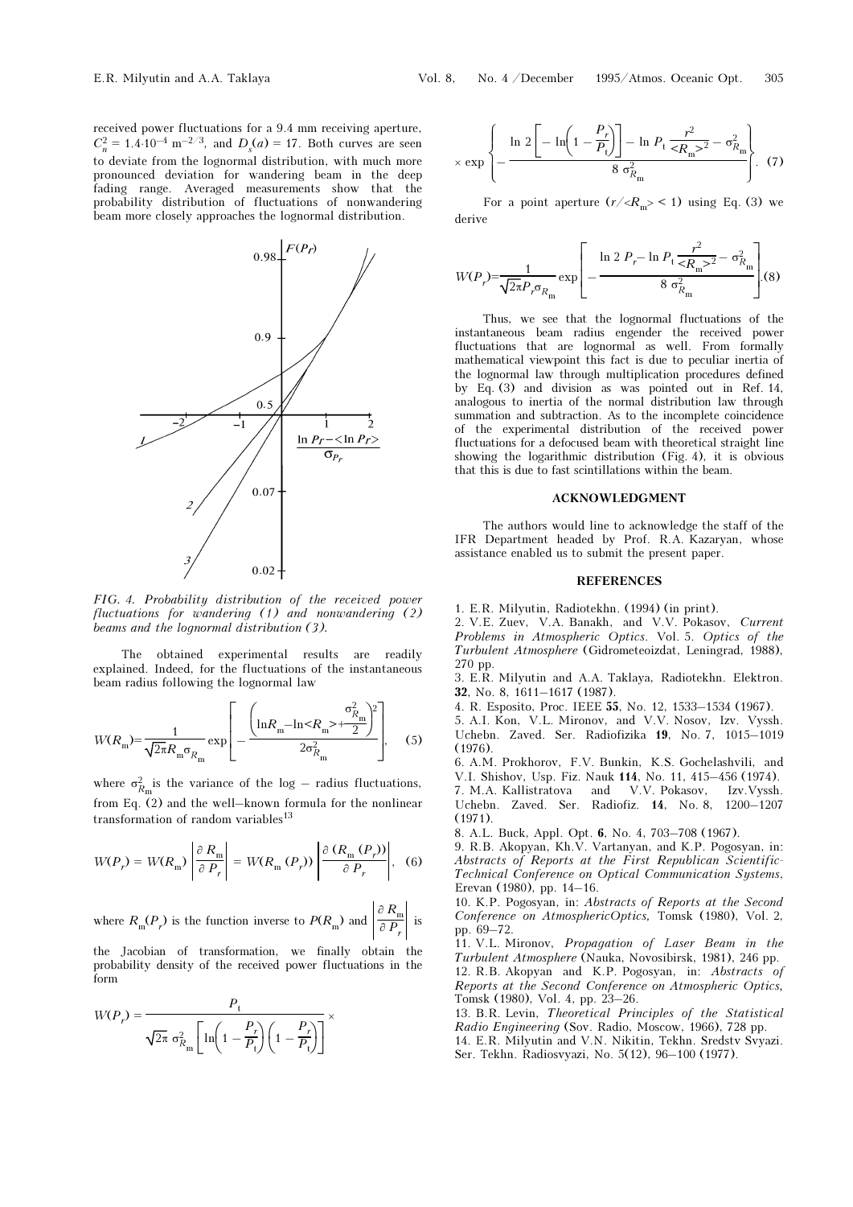received power fluctuations for a 9.4 mm receiving aperture, $C_n^2 = 1.4\cdot10^{-4}$ m$^{-2/3}$, and $D_s(a) = 17$. Both curves are seen to deviate from the lognormal distribution, with much more pronounced deviation for wandering beam in the deep fading range. Averaged measurements show that the probability distribution of fluctuations of nonwandering beam more closely approaches the lognormal distribution.

$F(P_r)$

0.98

0.9

0.5

0.07

0.02

–2

–1

1

2

$\dfrac{\ln P_r - \langle \ln P_r \rangle}{\sigma_{P_r}}$

1

2

3

*FIG. 4. Probability distribution of the received power fluctuations for wandering (1) and nonwandering (2) beams and the lognormal distribution (3).*

The obtained experimental results are readily explained. Indeed, for the fluctuations of the instantaneous beam radius following the lognormal law

$$W(R_\mathrm{m}) = \frac{1}{\sqrt{2\pi} R_\mathrm{m} \sigma_{R_\mathrm{m}}} \exp\left[-\frac{\left(\ln R_\mathrm{m} - \ln\langle R_\mathrm{m}\rangle + \dfrac{\sigma^2_{R_\mathrm{m}}}{2}\right)^2}{2\sigma^2_{R_\mathrm{m}}}\right], \quad (5)$$

where $\sigma^2_{R_\mathrm{m}}$ is the variance of the log – radius fluctuations, from Eq. (2) and the well–known formula for the nonlinear transformation of random variables[13]

$$W(P_r) = W(R_\mathrm{m}) \left|\frac{\partial R_\mathrm{m}}{\partial P_r}\right| = W(R_\mathrm{m}(P_r)) \left|\frac{\partial (R_\mathrm{m}(P_r))}{\partial P_r}\right|, \quad (6)$$

where $R_\mathrm{m}(P_r)$ is the function inverse to $P(R_\mathrm{m})$ and $\left|\dfrac{\partial R_\mathrm{m}}{\partial P_r}\right|$ is the Jacobian of transformation, we finally obtain the probability density of the received power fluctuations in the form

$$W(P_r) = \frac{P_\mathrm{t}}{\sqrt{2\pi}\, \sigma^2_{R_\mathrm{m}} \left[\ln\left(1 - \dfrac{P_r}{P_\mathrm{t}}\right)\left(1 - \dfrac{P_r}{P_\mathrm{t}}\right)\right]} \times$$

$$\times \exp\left\{-\frac{\left[\ln 2\left[-\ln\left(1 - \dfrac{P_r}{P_\mathrm{t}}\right)\right] - \ln P_\mathrm{t}\, \dfrac{r^2}{\langle R_\mathrm{m}\rangle^2} - \sigma^2_{R_\mathrm{m}}\right]}{8\,\sigma^2_{R_\mathrm{m}}}\right\}. \quad (7)$$

For a point aperture ($r/\langle R_\mathrm{m}\rangle < 1$) using Eq. (3) we derive

$$W(P_r) = \frac{1}{\sqrt{2\pi} P_r \sigma_{R_\mathrm{m}}} \exp\left[-\frac{\ln 2\, P_r - \ln P_\mathrm{t}\, \dfrac{r^2}{\langle R_\mathrm{m}\rangle^2} - \sigma^2_{R_\mathrm{m}}}{8\,\sigma^2_{R_\mathrm{m}}}\right]. \quad (8)$$

Thus, we see that the lognormal fluctuations of the instantaneous beam radius engender the received power fluctuations that are lognormal as well. From formally mathematical viewpoint this fact is due to peculiar inertia of the lognormal law through multiplication procedures defined by Eq. (3) and division as was pointed out in Ref. 14, analogous to inertia of the normal distribution law through summation and subtraction. As to the incomplete coincidence of the experimental distribution of the received power fluctuations for a defocused beam with theoretical straight line showing the logarithmic distribution (Fig. 4), it is obvious that this is due to fast scintillations within the beam.

## ACKNOWLEDGMENT

The authors would line to acknowledge the staff of the IFR Department headed by Prof. R.A. Kazaryan, whose assistance enabled us to submit the present paper.

## REFERENCES

1. E.R. Milyutin, Radiotekhn. (1994) (in print).
2. V.E. Zuev, V.A. Banakh, and V.V. Pokasov, *Current Problems in Atmospheric Optics*. Vol. 5. *Optics of the Turbulent Atmosphere* (Gidrometeoizdat, Leningrad, 1988), 270 pp.
3. E.R. Milyutin and A.A. Taklaya, Radiotekhn. Elektron. **32**, No. 8, 1611–1617 (1987).
4. R. Esposito, Proc. IEEE **55**, No. 12, 1533–1534 (1967).
5. A.I. Kon, V.L. Mironov, and V.V. Nosov, Izv. Vyssh. Uchebn. Zaved. Ser. Radiofizika **19**, No. 7, 1015–1019 (1976).
6. A.M. Prokhorov, F.V. Bunkin, K.S. Gochelashvili, and V.I. Shishov, Usp. Fiz. Nauk **114**, No. 11, 415–456 (1974).
7. M.A. Kallistratova and V.V. Pokasov, Izv.Vyssh. Uchebn. Zaved. Ser. Radiofiz. **14**, No. 8, 1200–1207 (1971).
8. A.L. Buck, Appl. Opt. **6**, No. 4, 703–708 (1967).
9. R.B. Akopyan, Kh.V. Vartanyan, and K.P. Pogosyan, in: *Abstracts of Reports at the First Republican Scientific-Technical Conference on Optical Communication Systems*, Erevan (1980), pp. 14–16.
10. K.P. Pogosyan, in: *Abstracts of Reports at the Second Conference on AtmosphericOptics,* Tomsk (1980), Vol. 2, pp. 69–72.
11. V.L. Mironov, *Propagation of Laser Beam in the Turbulent Atmosphere* (Nauka, Novosibirsk, 1981), 246 pp.
12. R.B. Akopyan and K.P. Pogosyan, in: *Abstracts of Reports at the Second Conference on Atmospheric Optics,* Tomsk (1980), Vol. 4, pp. 23–26.
13. B.R. Levin, *Theoretical Principles of the Statistical Radio Engineering* (Sov. Radio, Moscow, 1966), 728 pp.
14. E.R. Milyutin and V.N. Nikitin, Tekhn. Sredstv Svyazi. Ser. Tekhn. Radiosvyazi, No. 5(12), 96–100 (1977).